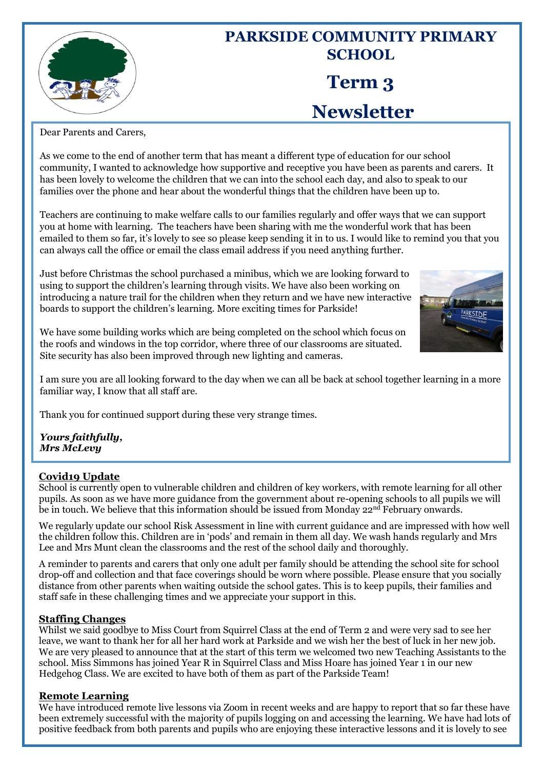# PARKSIDE COMMUNITY PRIMARY SCHOOL

# Term 3

# Newsletter

Dear Parents and Carers,

As we come to the end of another term that has meant a different type of education for our school community, I wanted to acknowledge how supportive and receptive you have been as parents and carers. It has been lovely to welcome the children that we can into the school each day, and also to speak to our families over the phone and hear about the wonderful things that the children have been up to.

Teachers are continuing to make welfare calls to our families regularly and offer ways that we can support you at home with learning. The teachers have been sharing with me the wonderful work that has been emailed to them so far, it's lovely to see so please keep sending it in to us. I would like to remind you that you can always call the office or email the class email address if you need anything further.

Just before Christmas the school purchased a minibus, which we are looking forward to using to support the children's learning through visits. We have also been working on introducing a nature trail for the children when they return and we have new interactive boards to support the children's learning. More exciting times for Parkside!

We have some building works which are being completed on the school which focus on the roofs and windows in the top corridor, where three of our classrooms are situated. Site security has also been improved through new lighting and cameras.

I am sure you are all looking forward to the day when we can all be back at school together learning in a more familiar way, I know that all staff are.

Thank you for continued support during these very strange times.

***Yours faithfully,***
***Mrs McLevy***

## Covid19 Update

School is currently open to vulnerable children and children of key workers, with remote learning for all other pupils. As soon as we have more guidance from the government about re-opening schools to all pupils we will be in touch. We believe that this information should be issued from Monday 22nd February onwards.

We regularly update our school Risk Assessment in line with current guidance and are impressed with how well the children follow this. Children are in 'pods' and remain in them all day. We wash hands regularly and Mrs Lee and Mrs Munt clean the classrooms and the rest of the school daily and thoroughly.

A reminder to parents and carers that only one adult per family should be attending the school site for school drop-off and collection and that face coverings should be worn where possible. Please ensure that you socially distance from other parents when waiting outside the school gates. This is to keep pupils, their families and staff safe in these challenging times and we appreciate your support in this.

## Staffing Changes

Whilst we said goodbye to Miss Court from Squirrel Class at the end of Term 2 and were very sad to see her leave, we want to thank her for all her hard work at Parkside and we wish her the best of luck in her new job. We are very pleased to announce that at the start of this term we welcomed two new Teaching Assistants to the school. Miss Simmons has joined Year R in Squirrel Class and Miss Hoare has joined Year 1 in our new Hedgehog Class. We are excited to have both of them as part of the Parkside Team!

## Remote Learning

We have introduced remote live lessons via Zoom in recent weeks and are happy to report that so far these have been extremely successful with the majority of pupils logging on and accessing the learning. We have had lots of positive feedback from both parents and pupils who are enjoying these interactive lessons and it is lovely to see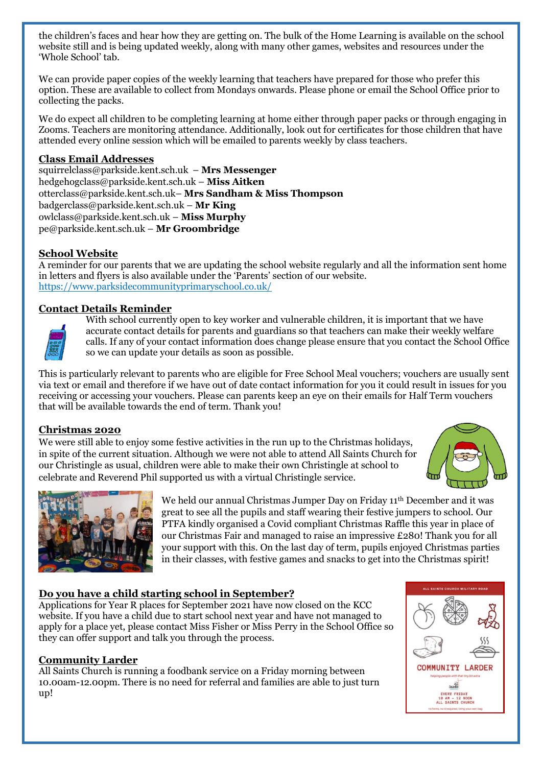the children's faces and hear how they are getting on. The bulk of the Home Learning is available on the school website still and is being updated weekly, along with many other games, websites and resources under the 'Whole School' tab.

We can provide paper copies of the weekly learning that teachers have prepared for those who prefer this option. These are available to collect from Mondays onwards. Please phone or email the School Office prior to collecting the packs.

We do expect all children to be completing learning at home either through paper packs or through engaging in Zooms. Teachers are monitoring attendance. Additionally, look out for certificates for those children that have attended every online session which will be emailed to parents weekly by class teachers.

## Class Email Addresses

squirrelclass@parkside.kent.sch.uk – **Mrs Messenger**
hedgehogclass@parkside.kent.sch.uk – **Miss Aitken**
otterclass@parkside.kent.sch.uk– **Mrs Sandham & Miss Thompson**
badgerclass@parkside.kent.sch.uk – **Mr King**
owlclass@parkside.kent.sch.uk – **Miss Murphy**
pe@parkside.kent.sch.uk – **Mr Groombridge**

## School Website

A reminder for our parents that we are updating the school website regularly and all the information sent home in letters and flyers is also available under the 'Parents' section of our website.
https://www.parksidecommunityprimaryschool.co.uk/

## Contact Details Reminder

With school currently open to key worker and vulnerable children, it is important that we have accurate contact details for parents and guardians so that teachers can make their weekly welfare calls. If any of your contact information does change please ensure that you contact the School Office so we can update your details as soon as possible.

This is particularly relevant to parents who are eligible for Free School Meal vouchers; vouchers are usually sent via text or email and therefore if we have out of date contact information for you it could result in issues for you receiving or accessing your vouchers. Please can parents keep an eye on their emails for Half Term vouchers that will be available towards the end of term. Thank you!

## Christmas 2020

We were still able to enjoy some festive activities in the run up to the Christmas holidays, in spite of the current situation. Although we were not able to attend All Saints Church for our Christingle as usual, children were able to make their own Christingle at school to celebrate and Reverend Phil supported us with a virtual Christingle service.

We held our annual Christmas Jumper Day on Friday 11th December and it was great to see all the pupils and staff wearing their festive jumpers to school. Our PTFA kindly organised a Covid compliant Christmas Raffle this year in place of our Christmas Fair and managed to raise an impressive £280! Thank you for all your support with this. On the last day of term, pupils enjoyed Christmas parties in their classes, with festive games and snacks to get into the Christmas spirit!

## Do you have a child starting school in September?

Applications for Year R places for September 2021 have now closed on the KCC website. If you have a child due to start school next year and have not managed to apply for a place yet, please contact Miss Fisher or Miss Perry in the School Office so they can offer support and talk you through the process.

## Community Larder

All Saints Church is running a foodbank service on a Friday morning between 10.00am-12.00pm. There is no need for referral and families are able to just turn up!